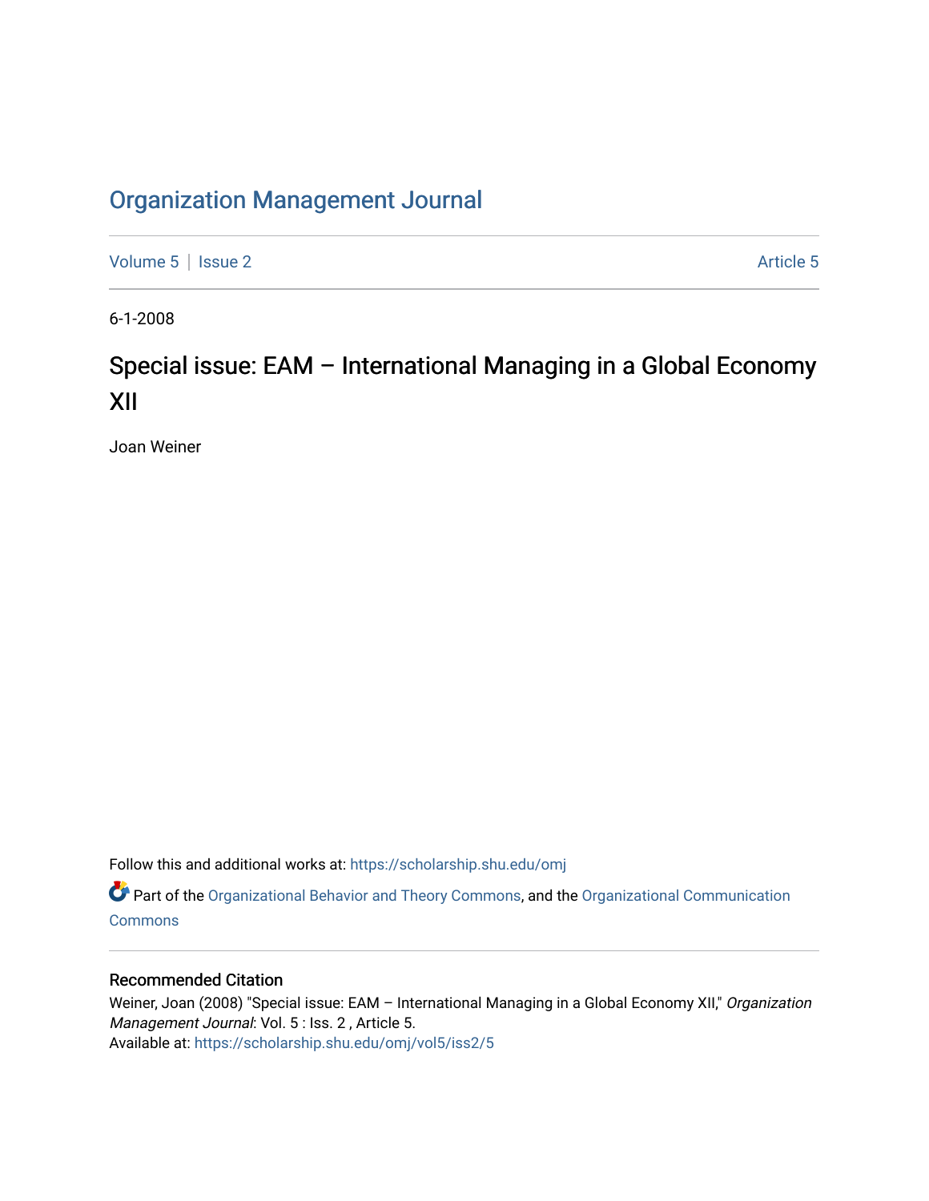# Organization Management Journal

Volume 5 | Issue 2 Article 5

6-1-2008

## Special issue: EAM – International Managing in a Global Economy XII

Joan Weiner

Follow this and additional works at: https://scholarship.shu.edu/omj

Part of the Organizational Behavior and Theory Commons, and the Organizational Communication Commons

### Recommended Citation

Weiner, Joan (2008) "Special issue: EAM – International Managing in a Global Economy XII," *Organization Management Journal*: Vol. 5 : Iss. 2 , Article 5.
Available at: https://scholarship.shu.edu/omj/vol5/iss2/5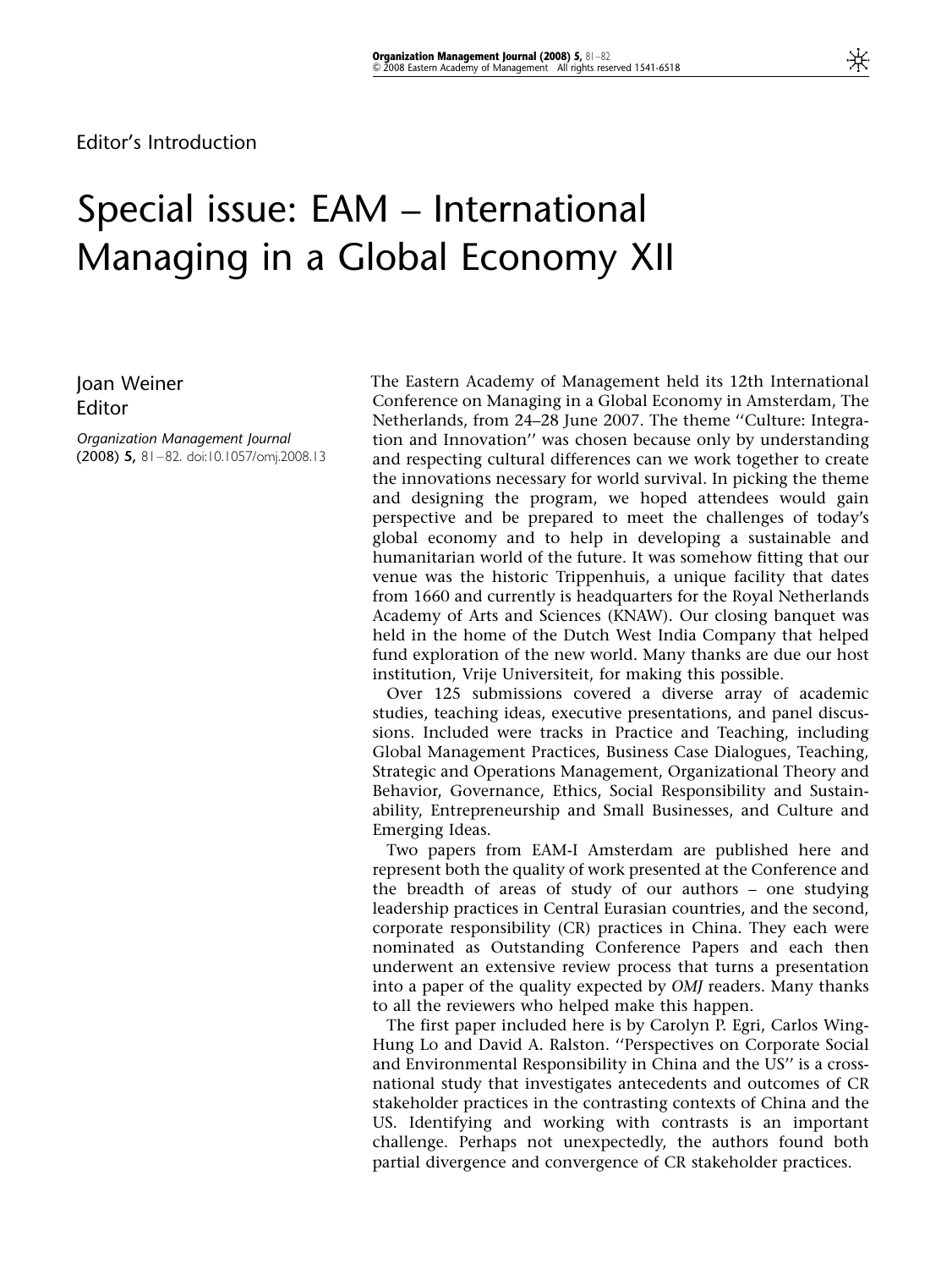Editor's Introduction

# Special issue: EAM – International Managing in a Global Economy XII

Joan Weiner
Editor

*Organization Management Journal* (2008) **5,** 81–82. doi:10.1057/omj.2008.13

The Eastern Academy of Management held its 12th International Conference on Managing in a Global Economy in Amsterdam, The Netherlands, from 24–28 June 2007. The theme ''Culture: Integration and Innovation'' was chosen because only by understanding and respecting cultural differences can we work together to create the innovations necessary for world survival. In picking the theme and designing the program, we hoped attendees would gain perspective and be prepared to meet the challenges of today's global economy and to help in developing a sustainable and humanitarian world of the future. It was somehow fitting that our venue was the historic Trippenhuis, a unique facility that dates from 1660 and currently is headquarters for the Royal Netherlands Academy of Arts and Sciences (KNAW). Our closing banquet was held in the home of the Dutch West India Company that helped fund exploration of the new world. Many thanks are due our host institution, Vrije Universiteit, for making this possible.

Over 125 submissions covered a diverse array of academic studies, teaching ideas, executive presentations, and panel discussions. Included were tracks in Practice and Teaching, including Global Management Practices, Business Case Dialogues, Teaching, Strategic and Operations Management, Organizational Theory and Behavior, Governance, Ethics, Social Responsibility and Sustainability, Entrepreneurship and Small Businesses, and Culture and Emerging Ideas.

Two papers from EAM-I Amsterdam are published here and represent both the quality of work presented at the Conference and the breadth of areas of study of our authors – one studying leadership practices in Central Eurasian countries, and the second, corporate responsibility (CR) practices in China. They each were nominated as Outstanding Conference Papers and each then underwent an extensive review process that turns a presentation into a paper of the quality expected by *OMJ* readers. Many thanks to all the reviewers who helped make this happen.

The first paper included here is by Carolyn P. Egri, Carlos Wing-Hung Lo and David A. Ralston. ''Perspectives on Corporate Social and Environmental Responsibility in China and the US'' is a cross-national study that investigates antecedents and outcomes of CR stakeholder practices in the contrasting contexts of China and the US. Identifying and working with contrasts is an important challenge. Perhaps not unexpectedly, the authors found both partial divergence and convergence of CR stakeholder practices.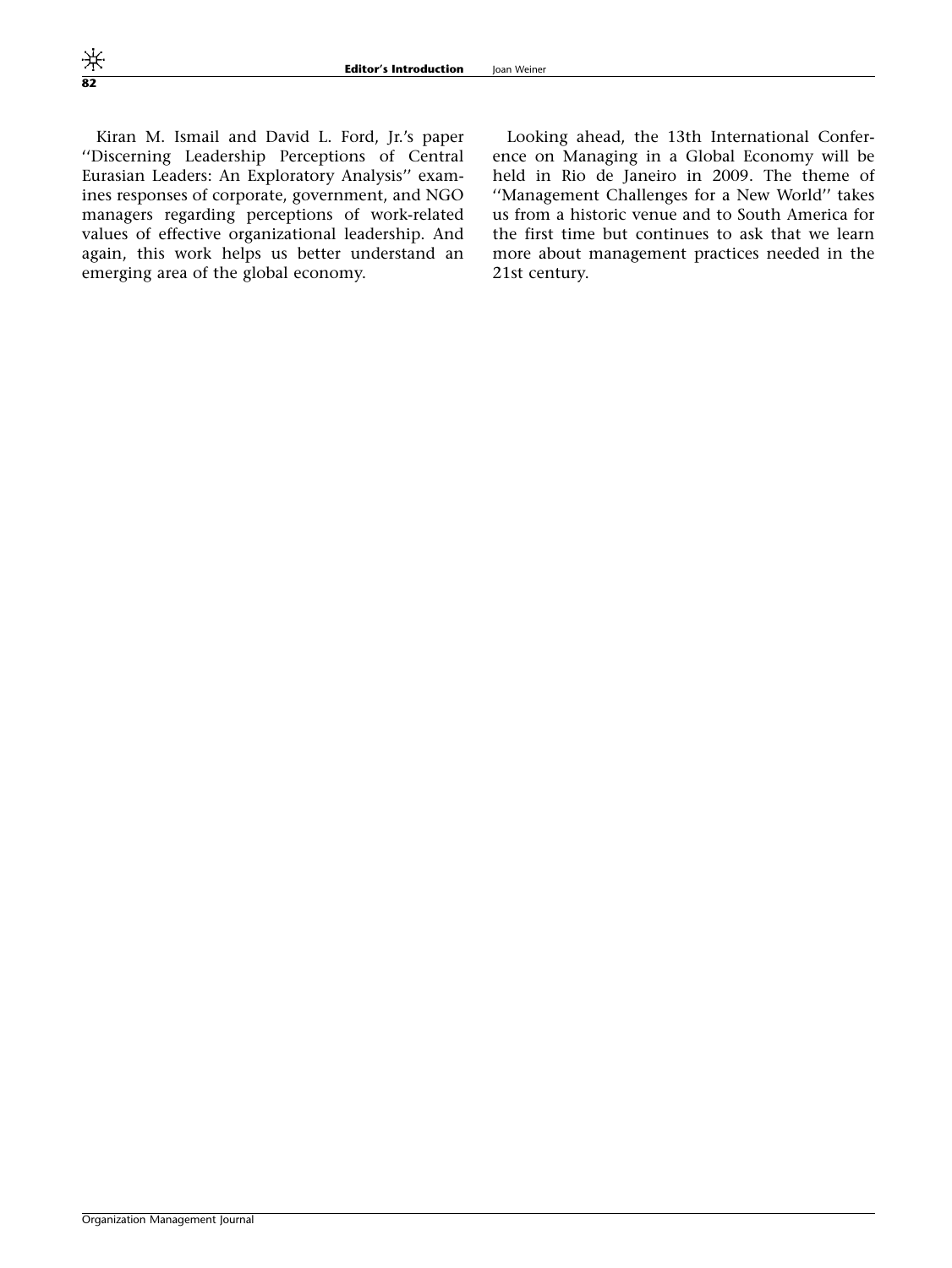Kiran M. Ismail and David L. Ford, Jr.'s paper ''Discerning Leadership Perceptions of Central Eurasian Leaders: An Exploratory Analysis'' examines responses of corporate, government, and NGO managers regarding perceptions of work-related values of effective organizational leadership. And again, this work helps us better understand an emerging area of the global economy.

Looking ahead, the 13th International Conference on Managing in a Global Economy will be held in Rio de Janeiro in 2009. The theme of ''Management Challenges for a New World'' takes us from a historic venue and to South America for the first time but continues to ask that we learn more about management practices needed in the 21st century.